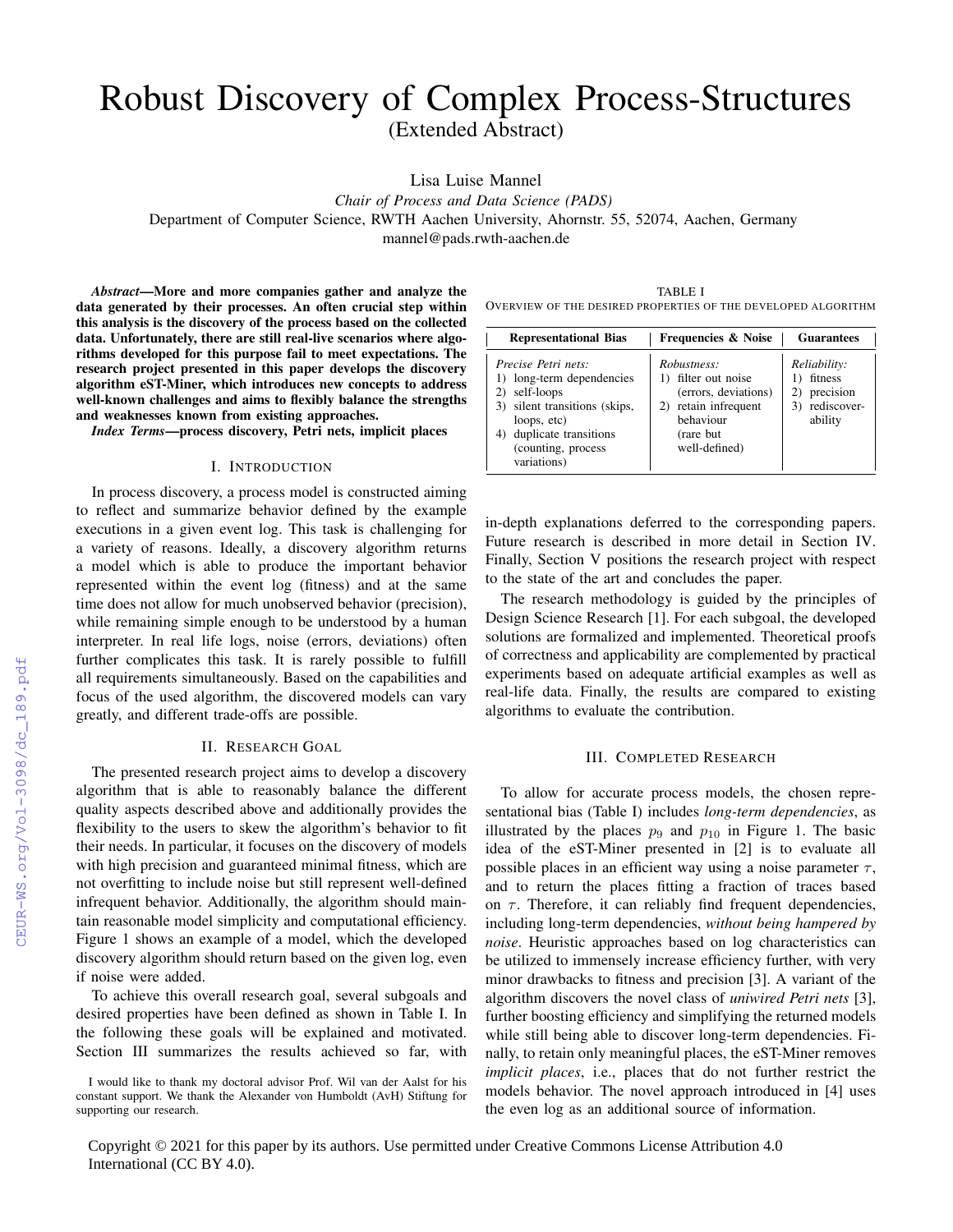# Robust Discovery of Complex Process-Structures
(Extended Abstract)

Lisa Luise Mannel
*Chair of Process and Data Science (PADS)*
Department of Computer Science, RWTH Aachen University, Ahornstr. 55, 52074, Aachen, Germany
mannel@pads.rwth-aachen.de

***Abstract*—More and more companies gather and analyze the data generated by their processes. An often crucial step within this analysis is the discovery of the process based on the collected data. Unfortunately, there are still real-live scenarios where algorithms developed for this purpose fail to meet expectations. The research project presented in this paper develops the discovery algorithm eST-Miner, which introduces new concepts to address well-known challenges and aims to flexibly balance the strengths and weaknesses known from existing approaches.**

***Index Terms*—process discovery, Petri nets, implicit places**

## I. Introduction

In process discovery, a process model is constructed aiming to reflect and summarize behavior defined by the example executions in a given event log. This task is challenging for a variety of reasons. Ideally, a discovery algorithm returns a model which is able to produce the important behavior represented within the event log (fitness) and at the same time does not allow for much unobserved behavior (precision), while remaining simple enough to be understood by a human interpreter. In real life logs, noise (errors, deviations) often further complicates this task. It is rarely possible to fulfill all requirements simultaneously. Based on the capabilities and focus of the used algorithm, the discovered models can vary greatly, and different trade-offs are possible.

## II. Research Goal

The presented research project aims to develop a discovery algorithm that is able to reasonably balance the different quality aspects described above and additionally provides the flexibility to the users to skew the algorithm's behavior to fit their needs. In particular, it focuses on the discovery of models with high precision and guaranteed minimal fitness, which are not overfitting to include noise but still represent well-defined infrequent behavior. Additionally, the algorithm should maintain reasonable model simplicity and computational efficiency. Figure 1 shows an example of a model, which the developed discovery algorithm should return based on the given log, even if noise were added.

To achieve this overall research goal, several subgoals and desired properties have been defined as shown in Table I. In the following these goals will be explained and motivated. Section III summarizes the results achieved so far, with in-depth explanations deferred to the corresponding papers. Future research is described in more detail in Section IV. Finally, Section V positions the research project with respect to the state of the art and concludes the paper.

TABLE I
Overview of the desired properties of the developed algorithm

| Representational Bias | Frequencies & Noise | Guarantees |
|---|---|---|
| *Precise Petri nets:* 1) long-term dependencies 2) self-loops 3) silent transitions (skips, loops, etc) 4) duplicate transitions (counting, process variations) | *Robustness:* 1) filter out noise (errors, deviations) 2) retain infrequent behaviour (rare but well-defined) | *Reliability:* 1) fitness 2) precision 3) rediscoverability |

The research methodology is guided by the principles of Design Science Research [1]. For each subgoal, the developed solutions are formalized and implemented. Theoretical proofs of correctness and applicability are complemented by practical experiments based on adequate artificial examples as well as real-life data. Finally, the results are compared to existing algorithms to evaluate the contribution.

## III. Completed Research

To allow for accurate process models, the chosen representational bias (Table I) includes *long-term dependencies*, as illustrated by the places $p_9$ and $p_{10}$ in Figure 1. The basic idea of the eST-Miner presented in [2] is to evaluate all possible places in an efficient way using a noise parameter $\tau$, and to return the places fitting a fraction of traces based on $\tau$. Therefore, it can reliably find frequent dependencies, including long-term dependencies, *without being hampered by noise*. Heuristic approaches based on log characteristics can be utilized to immensely increase efficiency further, with very minor drawbacks to fitness and precision [3]. A variant of the algorithm discovers the novel class of *uniwired Petri nets* [3], further boosting efficiency and simplifying the returned models while still being able to discover long-term dependencies. Finally, to retain only meaningful places, the eST-Miner removes *implicit places*, i.e., places that do not further restrict the models behavior. The novel approach introduced in [4] uses the even log as an additional source of information.

I would like to thank my doctoral advisor Prof. Wil van der Aalst for his constant support. We thank the Alexander von Humboldt (AvH) Stiftung for supporting our research.

Copyright © 2021 for this paper by its authors. Use permitted under Creative Commons License Attribution 4.0 International (CC BY 4.0).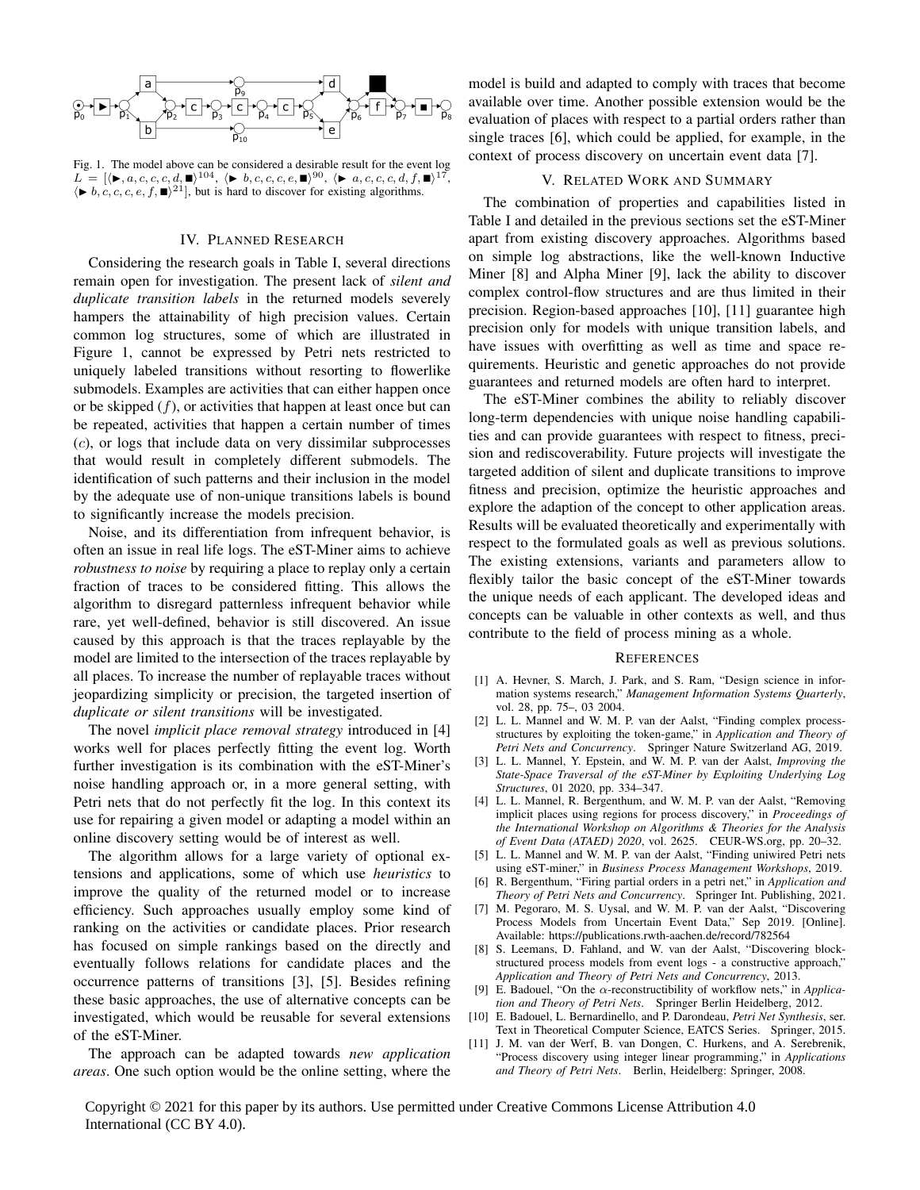p0 ▶ p1 a b p2 c p3 c p4 c p5 d e p6 f p7 ■ p8 p9 p10

Fig. 1. The model above can be considered a desirable result for the event log $L = [\langle \blacktriangleright, a, c, c, c, d, \blacksquare \rangle^{104}, \langle \blacktriangleright\ b, c, c, c, e, \blacksquare \rangle^{90}, \langle \blacktriangleright\ a, c, c, c, d, f, \blacksquare \rangle^{17}, \langle \blacktriangleright\ b, c, c, c, e, f, \blacksquare \rangle^{21}]$, but is hard to discover for existing algorithms.

## IV. Planned Research

Considering the research goals in Table I, several directions remain open for investigation. The present lack of *silent and duplicate transition labels* in the returned models severely hampers the attainability of high precision values. Certain common log structures, some of which are illustrated in Figure 1, cannot be expressed by Petri nets restricted to uniquely labeled transitions without resorting to flowerlike submodels. Examples are activities that can either happen once or be skipped ($f$), or activities that happen at least once but can be repeated, activities that happen a certain number of times ($c$), or logs that include data on very dissimilar subprocesses that would result in completely different submodels. The identification of such patterns and their inclusion in the model by the adequate use of non-unique transitions labels is bound to significantly increase the models precision.

Noise, and its differentiation from infrequent behavior, is often an issue in real life logs. The eST-Miner aims to achieve *robustness to noise* by requiring a place to replay only a certain fraction of traces to be considered fitting. This allows the algorithm to disregard patternless infrequent behavior while rare, yet well-defined, behavior is still discovered. An issue caused by this approach is that the traces replayable by the model are limited to the intersection of the traces replayable by all places. To increase the number of replayable traces without jeopardizing simplicity or precision, the targeted insertion of *duplicate or silent transitions* will be investigated.

The novel *implicit place removal strategy* introduced in [4] works well for places perfectly fitting the event log. Worth further investigation is its combination with the eST-Miner's noise handling approach or, in a more general setting, with Petri nets that do not perfectly fit the log. In this context its use for repairing a given model or adapting a model within an online discovery setting would be of interest as well.

The algorithm allows for a large variety of optional extensions and applications, some of which use *heuristics* to improve the quality of the returned model or to increase efficiency. Such approaches usually employ some kind of ranking on the activities or candidate places. Prior research has focused on simple rankings based on the directly and eventually follows relations for candidate places and the occurrence patterns of transitions [3], [5]. Besides refining these basic approaches, the use of alternative concepts can be investigated, which would be reusable for several extensions of the eST-Miner.

The approach can be adapted towards *new application areas*. One such option would be the online setting, where the model is build and adapted to comply with traces that become available over time. Another possible extension would be the evaluation of places with respect to a partial orders rather than single traces [6], which could be applied, for example, in the context of process discovery on uncertain event data [7].

## V. Related Work and Summary

The combination of properties and capabilities listed in Table I and detailed in the previous sections set the eST-Miner apart from existing discovery approaches. Algorithms based on simple log abstractions, like the well-known Inductive Miner [8] and Alpha Miner [9], lack the ability to discover complex control-flow structures and are thus limited in their precision. Region-based approaches [10], [11] guarantee high precision only for models with unique transition labels, and have issues with overfitting as well as time and space requirements. Heuristic and genetic approaches do not provide guarantees and returned models are often hard to interpret.

The eST-Miner combines the ability to reliably discover long-term dependencies with unique noise handling capabilities and can provide guarantees with respect to fitness, precision and rediscoverability. Future projects will investigate the targeted addition of silent and duplicate transitions to improve fitness and precision, optimize the heuristic approaches and explore the adaption of the concept to other application areas. Results will be evaluated theoretically and experimentally with respect to the formulated goals as well as previous solutions. The existing extensions, variants and parameters allow to flexibly tailor the basic concept of the eST-Miner towards the unique needs of each applicant. The developed ideas and concepts can be valuable in other contexts as well, and thus contribute to the field of process mining as a whole.

## References

[1] A. Hevner, S. March, J. Park, and S. Ram, "Design science in information systems research," *Management Information Systems Quarterly*, vol. 28, pp. 75–, 03 2004.

[2] L. L. Mannel and W. M. P. van der Aalst, "Finding complex process-structures by exploiting the token-game," in *Application and Theory of Petri Nets and Concurrency*. Springer Nature Switzerland AG, 2019.

[3] L. L. Mannel, Y. Epstein, and W. M. P. van der Aalst, *Improving the State-Space Traversal of the eST-Miner by Exploiting Underlying Log Structures*, 01 2020, pp. 334–347.

[4] L. L. Mannel, R. Bergenthum, and W. M. P. van der Aalst, "Removing implicit places using regions for process discovery," in *Proceedings of the International Workshop on Algorithms & Theories for the Analysis of Event Data (ATAED) 2020*, vol. 2625. CEUR-WS.org, pp. 20–32.

[5] L. L. Mannel and W. M. P. van der Aalst, "Finding uniwired Petri nets using eST-miner," in *Business Process Management Workshops*, 2019.

[6] R. Bergenthum, "Firing partial orders in a petri net," in *Application and Theory of Petri Nets and Concurrency*. Springer Int. Publishing, 2021.

[7] M. Pegoraro, M. S. Uysal, and W. M. P. van der Aalst, "Discovering Process Models from Uncertain Event Data," Sep 2019. [Online]. Available: https://publications.rwth-aachen.de/record/782564

[8] S. Leemans, D. Fahland, and W. van der Aalst, "Discovering block-structured process models from event logs - a constructive approach," *Application and Theory of Petri Nets and Concurrency*, 2013.

[9] E. Badouel, "On the $\alpha$-reconstructibility of workflow nets," in *Application and Theory of Petri Nets*. Springer Berlin Heidelberg, 2012.

[10] E. Badouel, L. Bernardinello, and P. Darondeau, *Petri Net Synthesis*, ser. Text in Theoretical Computer Science, EATCS Series. Springer, 2015.

[11] J. M. van der Werf, B. van Dongen, C. Hurkens, and A. Serebrenik, "Process discovery using integer linear programming," in *Applications and Theory of Petri Nets*. Berlin, Heidelberg: Springer, 2008.

Copyright © 2021 for this paper by its authors. Use permitted under Creative Commons License Attribution 4.0 International (CC BY 4.0).